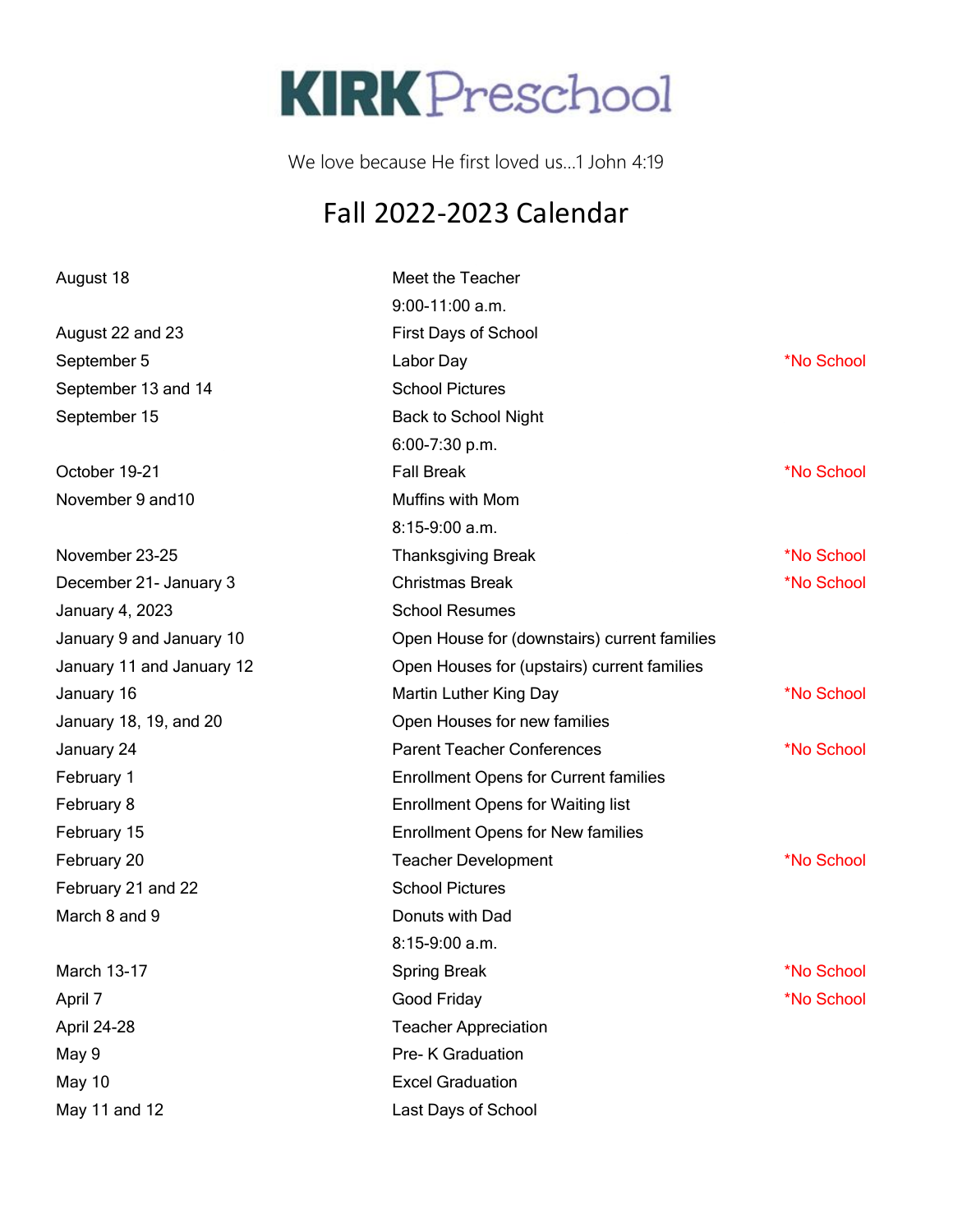# KIRK Preschool

We love because He first loved us…1 John 4:19

## Fall 2022-2023 Calendar

| Date | Event | |
|---|---|---|
| August 18 | Meet the Teacher<br>9:00-11:00 a.m. | |
| August 22 and 23 | First Days of School | |
| September 5 | Labor Day | *No School |
| September 13 and 14 | School Pictures | |
| September 15 | Back to School Night<br>6:00-7:30 p.m. | |
| October 19-21 | Fall Break | *No School |
| November 9 and10 | Muffins with Mom<br>8:15-9:00 a.m. | |
| November 23-25 | Thanksgiving Break | *No School |
| December 21- January 3 | Christmas Break | *No School |
| January 4, 2023 | School Resumes | |
| January 9 and January 10 | Open House for (downstairs) current families | |
| January 11 and January 12 | Open Houses for (upstairs) current families | |
| January 16 | Martin Luther King Day | *No School |
| January 18, 19, and 20 | Open Houses for new families | |
| January 24 | Parent Teacher Conferences | *No School |
| February 1 | Enrollment Opens for Current families | |
| February 8 | Enrollment Opens for Waiting list | |
| February 15 | Enrollment Opens for New families | |
| February 20 | Teacher Development | *No School |
| February 21 and 22 | School Pictures | |
| March 8 and 9 | Donuts with Dad<br>8:15-9:00 a.m. | |
| March 13-17 | Spring Break | *No School |
| April 7 | Good Friday | *No School |
| April 24-28 | Teacher Appreciation | |
| May 9 | Pre- K Graduation | |
| May 10 | Excel Graduation | |
| May 11 and 12 | Last Days of School | |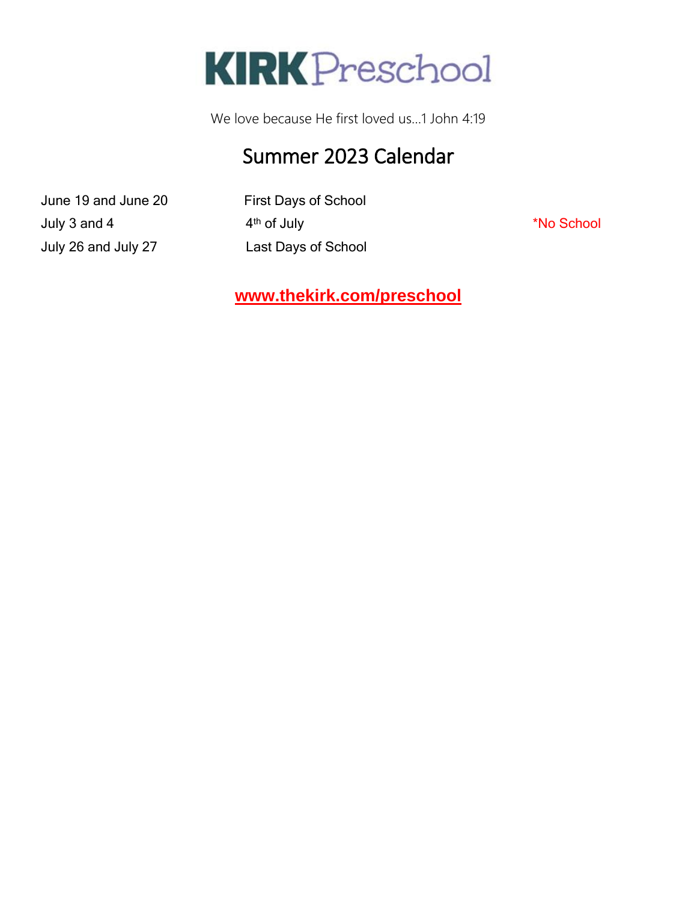# KIRK Preschool

We love because He first loved us…1 John 4:19

## Summer 2023 Calendar

| | | |
|---|---|---|
| June 19 and June 20 | First Days of School | |
| July 3 and 4 | 4th of July | *No School |
| July 26 and July 27 | Last Days of School | |

**www.thekirk.com/preschool**